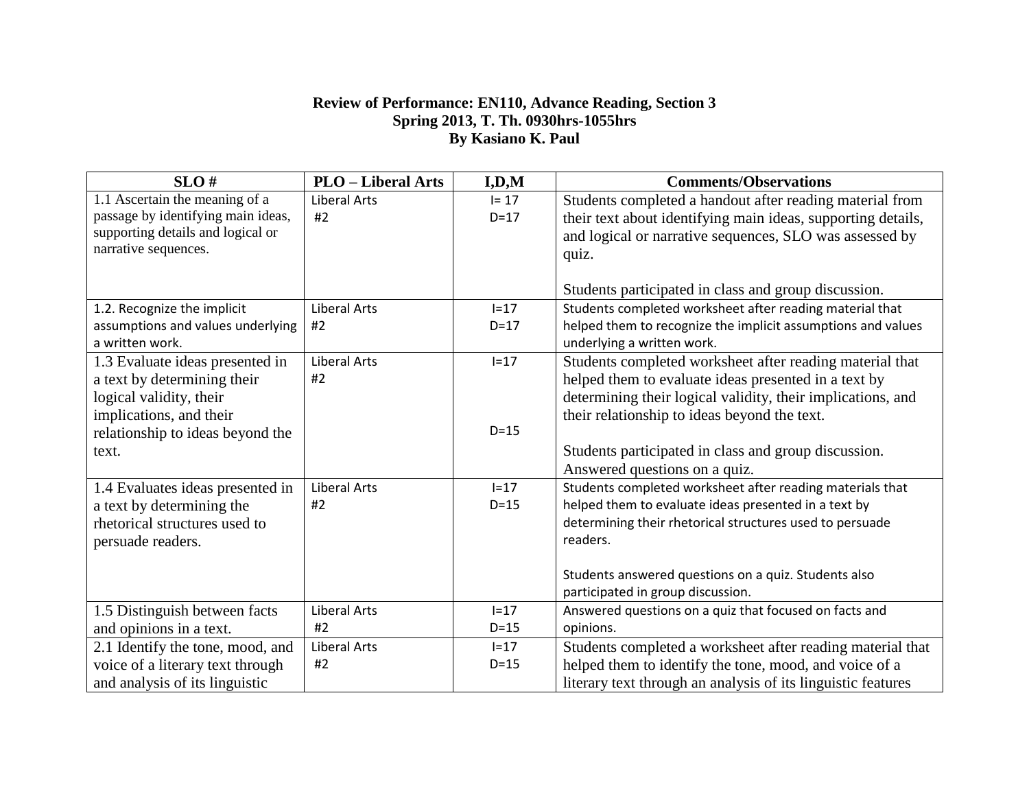**Review of Performance: EN110, Advance Reading, Section 3**
**Spring 2013, T. Th. 0930hrs-1055hrs**
**By Kasiano K. Paul**

| SLO # | PLO – Liberal Arts | I,D,M | Comments/Observations |
|---|---|---|---|
| 1.1 Ascertain the meaning of a passage by identifying main ideas, supporting details and logical or narrative sequences. | Liberal Arts #2 | I= 17 D=17 | Students completed a handout after reading material from their text about identifying main ideas, supporting details, and logical or narrative sequences, SLO was assessed by quiz.<br><br>Students participated in class and group discussion. |
| 1.2. Recognize the implicit assumptions and values underlying a written work. | Liberal Arts #2 | I=17 D=17 | Students completed worksheet after reading material that helped them to recognize the implicit assumptions and values underlying a written work. |
| 1.3 Evaluate ideas presented in a text by determining their logical validity, their implications, and their relationship to ideas beyond the text. | Liberal Arts #2 | I=17<br><br>D=15 | Students completed worksheet after reading material that helped them to evaluate ideas presented in a text by determining their logical validity, their implications, and their relationship to ideas beyond the text.<br><br>Students participated in class and group discussion. Answered questions on a quiz. |
| 1.4 Evaluates ideas presented in a text by determining the rhetorical structures used to persuade readers. | Liberal Arts #2 | I=17 D=15 | Students completed worksheet after reading materials that helped them to evaluate ideas presented in a text by determining their rhetorical structures used to persuade readers.<br><br>Students answered questions on a quiz. Students also participated in group discussion. |
| 1.5 Distinguish between facts and opinions in a text. | Liberal Arts #2 | I=17 D=15 | Answered questions on a quiz that focused on facts and opinions. |
| 2.1 Identify the tone, mood, and voice of a literary text through and analysis of its linguistic | Liberal Arts #2 | I=17 D=15 | Students completed a worksheet after reading material that helped them to identify the tone, mood, and voice of a literary text through an analysis of its linguistic features |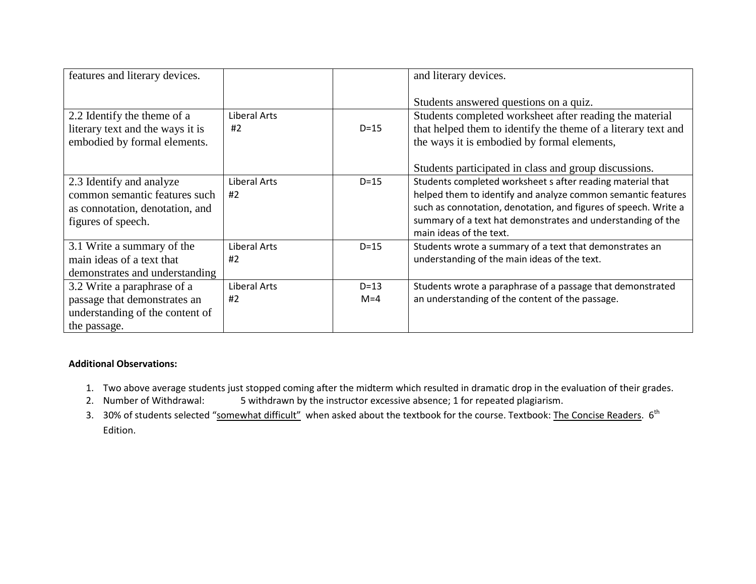| | | | |
|---|---|---|---|
| features and literary devices. | | | and literary devices.<br><br>Students answered questions on a quiz. |
| 2.2 Identify the theme of a literary text and the ways it is embodied by formal elements. | Liberal Arts #2 | D=15 | Students completed worksheet after reading the material that helped them to identify the theme of a literary text and the ways it is embodied by formal elements,<br><br>Students participated in class and group discussions. |
| 2.3 Identify and analyze common semantic features such as connotation, denotation, and figures of speech. | Liberal Arts #2 | D=15 | Students completed worksheet s after reading material that helped them to identify and analyze common semantic features such as connotation, denotation, and figures of speech. Write a summary of a text hat demonstrates and understanding of the main ideas of the text. |
| 3.1 Write a summary of the main ideas of a text that demonstrates and understanding | Liberal Arts #2 | D=15 | Students wrote a summary of a text that demonstrates an understanding of the main ideas of the text. |
| 3.2 Write a paraphrase of a passage that demonstrates an understanding of the content of the passage. | Liberal Arts #2 | D=13<br>M=4 | Students wrote a paraphrase of a passage that demonstrated an understanding of the content of the passage. |

**Additional Observations:**

1. Two above average students just stopped coming after the midterm which resulted in dramatic drop in the evaluation of their grades.
2. Number of Withdrawal: 5 withdrawn by the instructor excessive absence; 1 for repeated plagiarism.
3. 30% of students selected "somewhat difficult" when asked about the textbook for the course. Textbook: The Concise Readers. 6th Edition.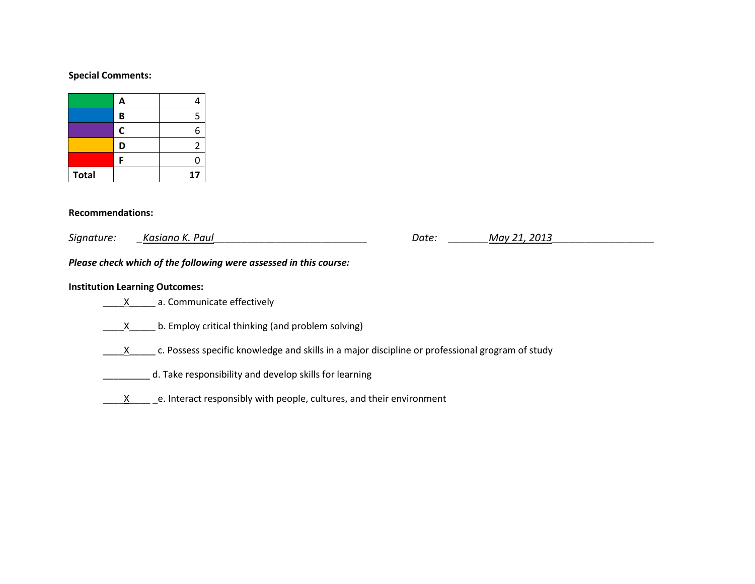**Special Comments:**

| | | |
|---|---|---|
| | **A** | 4 |
| | **B** | 5 |
| | **C** | 6 |
| | **D** | 2 |
| | **F** | 0 |
| **Total** | | **17** |

**Recommendations:**

*Signature:* _*Kasiano K. Paul*____________________________ *Date:* _______*May 21, 2013*__________________

***Please check which of the following were assessed in this course:***

**Institution Learning Outcomes:**

____X_____ a. Communicate effectively

____X_____ b. Employ critical thinking (and problem solving)

____X_____ c. Possess specific knowledge and skills in a major discipline or professional grogram of study

_________ d. Take responsibility and develop skills for learning

____X____ _e. Interact responsibly with people, cultures, and their environment